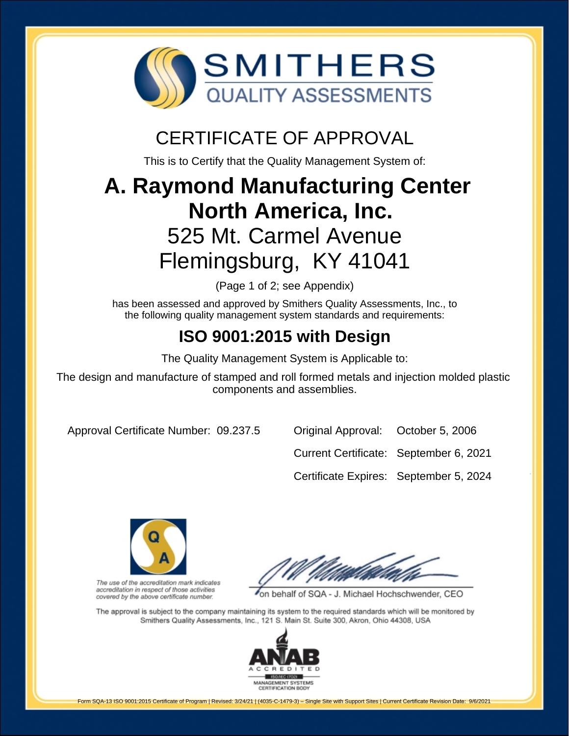# SMITHERS
## QUALITY ASSESSMENTS

## CERTIFICATE OF APPROVAL

This is to Certify that the Quality Management System of:

# A. Raymond Manufacturing Center North America, Inc.

525 Mt. Carmel Avenue
Flemingsburg, KY 41041

(Page 1 of 2; see Appendix)

has been assessed and approved by Smithers Quality Assessments, Inc., to the following quality management system standards and requirements:

## ISO 9001:2015 with Design

The Quality Management System is Applicable to:

The design and manufacture of stamped and roll formed metals and injection molded plastic components and assemblies.

Approval Certificate Number: 09.237.5

Original Approval: October 5, 2006

Current Certificate: September 6, 2021

Certificate Expires: September 5, 2024

*The use of the accreditation mark indicates accreditation in respect of those activities covered by the above certificate number.*

on behalf of SQA - J. Michael Hochschwender, CEO

The approval is subject to the company maintaining its system to the required standards which will be monitored by Smithers Quality Assessments, Inc., 121 S. Main St. Suite 300, Akron, Ohio 44308, USA

ANAB ACCREDITED ISO/IEC 17021 MANAGEMENT SYSTEMS CERTIFICATION BODY

Form SQA-13 ISO 9001:2015 Certificate of Program | Revised: 3/24/21 | (4035-C-1479-3) – Single Site with Support Sites | Current Certificate Revision Date: 9/6/2021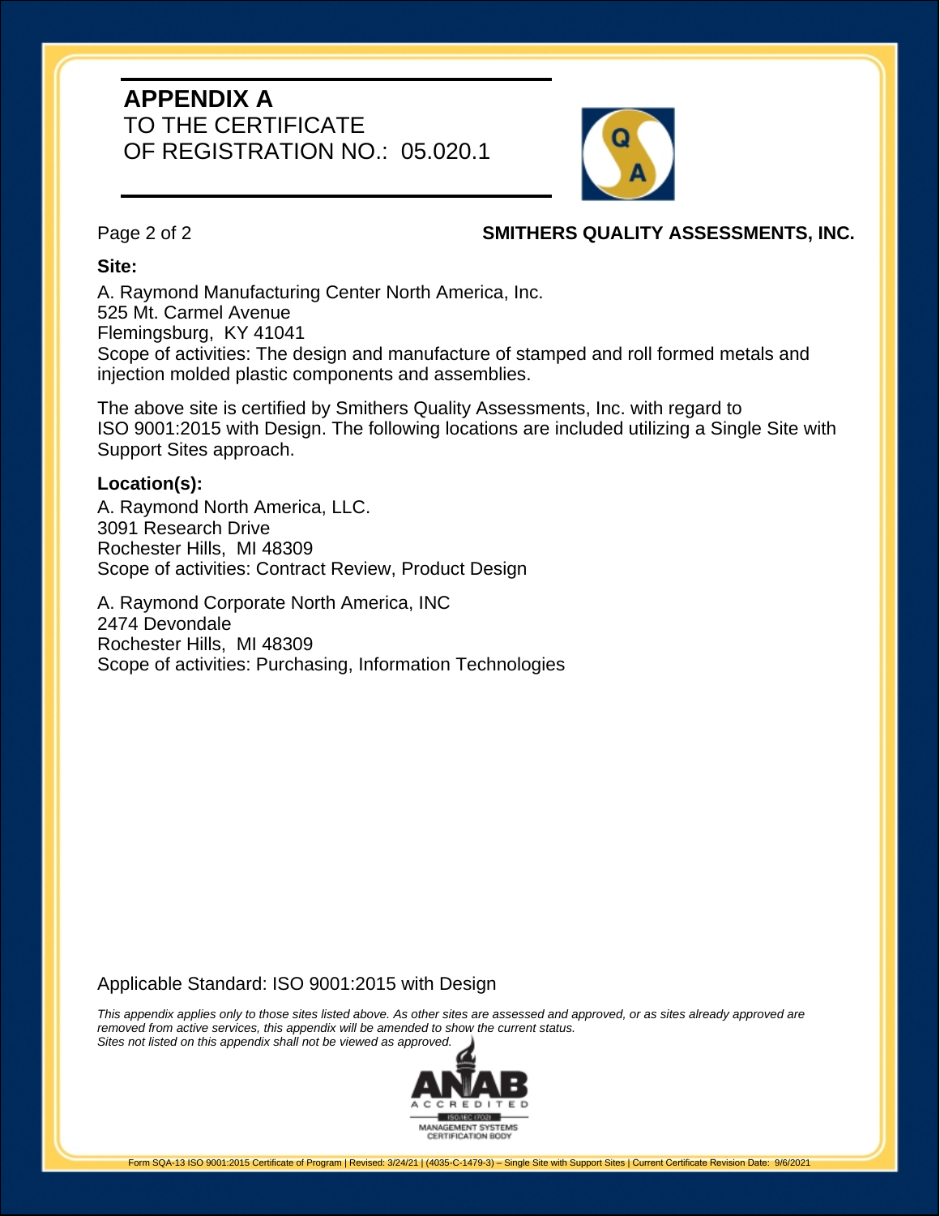# APPENDIX A
TO THE CERTIFICATE
OF REGISTRATION NO.: 05.020.1

**SMITHERS QUALITY ASSESSMENTS, INC.**

**Site:**

A. Raymond Manufacturing Center North America, Inc.
525 Mt. Carmel Avenue
Flemingsburg, KY 41041
Scope of activities: The design and manufacture of stamped and roll formed metals and injection molded plastic components and assemblies.

The above site is certified by Smithers Quality Assessments, Inc. with regard to ISO 9001:2015 with Design. The following locations are included utilizing a Single Site with Support Sites approach.

**Location(s):**

A. Raymond North America, LLC.
3091 Research Drive
Rochester Hills, MI 48309
Scope of activities: Contract Review, Product Design

A. Raymond Corporate North America, INC
2474 Devondale
Rochester Hills, MI 48309
Scope of activities: Purchasing, Information Technologies

Applicable Standard: ISO 9001:2015 with Design

*This appendix applies only to those sites listed above. As other sites are assessed and approved, or as sites already approved are removed from active services, this appendix will be amended to show the current status.*
*Sites not listed on this appendix shall not be viewed as approved.*

ANAB ACCREDITED ISO/IEC 17021 MANAGEMENT SYSTEMS CERTIFICATION BODY

Form SQA-13 ISO 9001:2015 Certificate of Program | Revised: 3/24/21 | (4035-C-1479-3) – Single Site with Support Sites | Current Certificate Revision Date: 9/6/2021